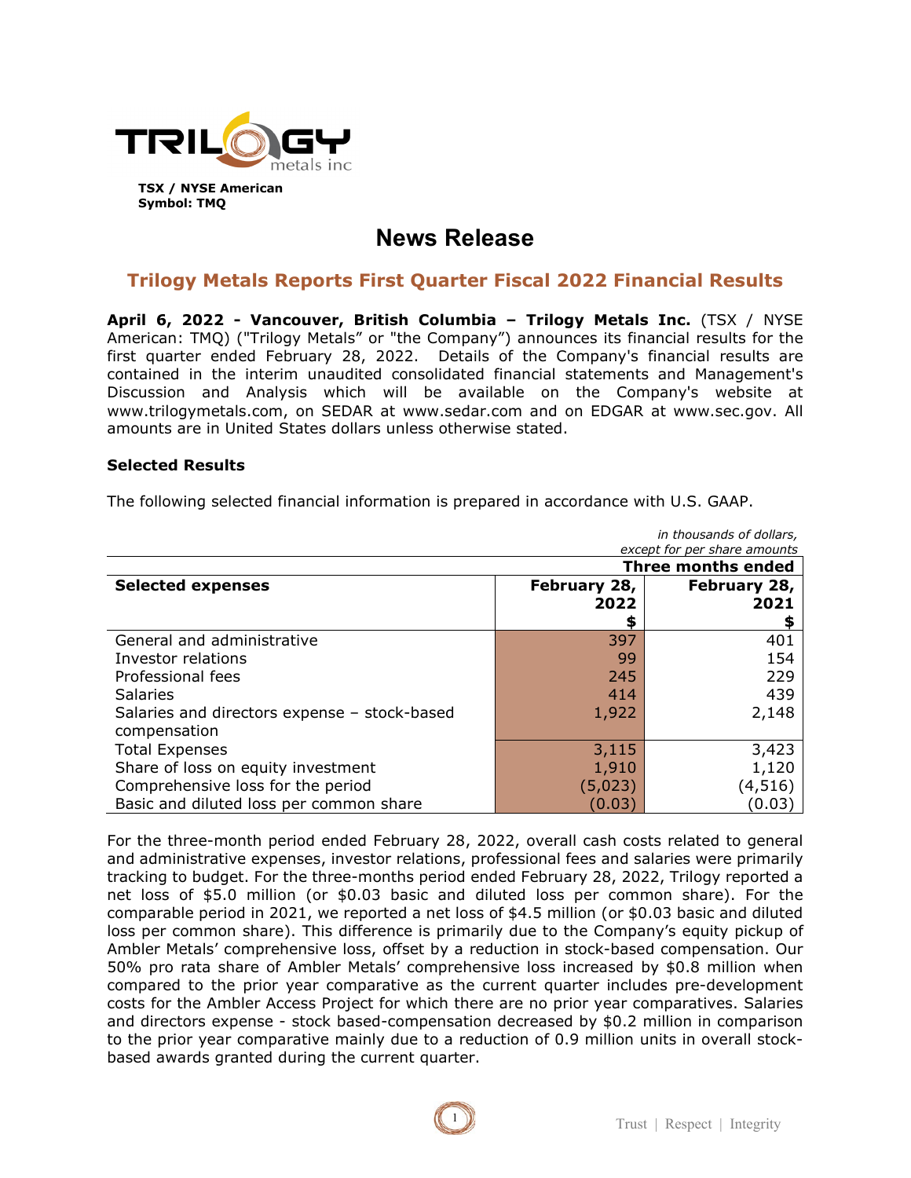TSX / NYSE American
Symbol: TMQ

# News Release

## Trilogy Metals Reports First Quarter Fiscal 2022 Financial Results

**April 6, 2022 - Vancouver, British Columbia – Trilogy Metals Inc.** (TSX / NYSE American: TMQ) ("Trilogy Metals" or "the Company") announces its financial results for the first quarter ended February 28, 2022. Details of the Company's financial results are contained in the interim unaudited consolidated financial statements and Management's Discussion and Analysis which will be available on the Company's website at www.trilogymetals.com, on SEDAR at www.sedar.com and on EDGAR at www.sec.gov. All amounts are in United States dollars unless otherwise stated.

### Selected Results

The following selected financial information is prepared in accordance with U.S. GAAP.

*in thousands of dollars, except for per share amounts*

| | Three months ended | |
|---|---|---|
| **Selected expenses** | **February 28, 2022 $** | **February 28, 2021 $** |
| General and administrative | 397 | 401 |
| Investor relations | 99 | 154 |
| Professional fees | 245 | 229 |
| Salaries | 414 | 439 |
| Salaries and directors expense – stock-based compensation | 1,922 | 2,148 |
| Total Expenses | 3,115 | 3,423 |
| Share of loss on equity investment | 1,910 | 1,120 |
| Comprehensive loss for the period | (5,023) | (4,516) |
| Basic and diluted loss per common share | (0.03) | (0.03) |

For the three-month period ended February 28, 2022, overall cash costs related to general and administrative expenses, investor relations, professional fees and salaries were primarily tracking to budget. For the three-months period ended February 28, 2022, Trilogy reported a net loss of $5.0 million (or $0.03 basic and diluted loss per common share). For the comparable period in 2021, we reported a net loss of $4.5 million (or $0.03 basic and diluted loss per common share). This difference is primarily due to the Company's equity pickup of Ambler Metals' comprehensive loss, offset by a reduction in stock-based compensation. Our 50% pro rata share of Ambler Metals' comprehensive loss increased by $0.8 million when compared to the prior year comparative as the current quarter includes pre-development costs for the Ambler Access Project for which there are no prior year comparatives. Salaries and directors expense - stock based-compensation decreased by $0.2 million in comparison to the prior year comparative mainly due to a reduction of 0.9 million units in overall stock-based awards granted during the current quarter.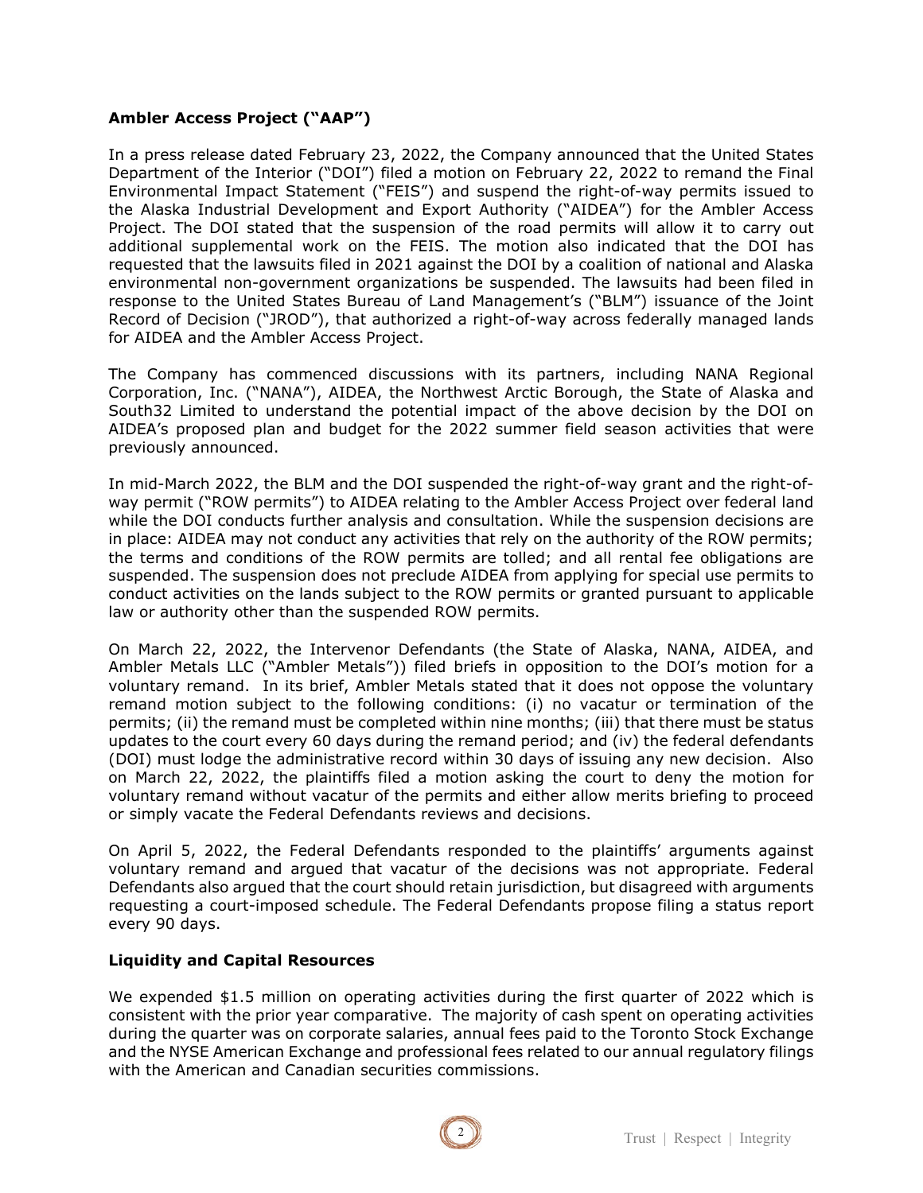## Ambler Access Project ("AAP")

In a press release dated February 23, 2022, the Company announced that the United States Department of the Interior ("DOI") filed a motion on February 22, 2022 to remand the Final Environmental Impact Statement ("FEIS") and suspend the right-of-way permits issued to the Alaska Industrial Development and Export Authority ("AIDEA") for the Ambler Access Project. The DOI stated that the suspension of the road permits will allow it to carry out additional supplemental work on the FEIS. The motion also indicated that the DOI has requested that the lawsuits filed in 2021 against the DOI by a coalition of national and Alaska environmental non-government organizations be suspended. The lawsuits had been filed in response to the United States Bureau of Land Management's ("BLM") issuance of the Joint Record of Decision ("JROD"), that authorized a right-of-way across federally managed lands for AIDEA and the Ambler Access Project.

The Company has commenced discussions with its partners, including NANA Regional Corporation, Inc. ("NANA"), AIDEA, the Northwest Arctic Borough, the State of Alaska and South32 Limited to understand the potential impact of the above decision by the DOI on AIDEA's proposed plan and budget for the 2022 summer field season activities that were previously announced.

In mid-March 2022, the BLM and the DOI suspended the right-of-way grant and the right-of-way permit ("ROW permits") to AIDEA relating to the Ambler Access Project over federal land while the DOI conducts further analysis and consultation. While the suspension decisions are in place: AIDEA may not conduct any activities that rely on the authority of the ROW permits; the terms and conditions of the ROW permits are tolled; and all rental fee obligations are suspended. The suspension does not preclude AIDEA from applying for special use permits to conduct activities on the lands subject to the ROW permits or granted pursuant to applicable law or authority other than the suspended ROW permits.

On March 22, 2022, the Intervenor Defendants (the State of Alaska, NANA, AIDEA, and Ambler Metals LLC ("Ambler Metals")) filed briefs in opposition to the DOI's motion for a voluntary remand. In its brief, Ambler Metals stated that it does not oppose the voluntary remand motion subject to the following conditions: (i) no vacatur or termination of the permits; (ii) the remand must be completed within nine months; (iii) that there must be status updates to the court every 60 days during the remand period; and (iv) the federal defendants (DOI) must lodge the administrative record within 30 days of issuing any new decision. Also on March 22, 2022, the plaintiffs filed a motion asking the court to deny the motion for voluntary remand without vacatur of the permits and either allow merits briefing to proceed or simply vacate the Federal Defendants reviews and decisions.

On April 5, 2022, the Federal Defendants responded to the plaintiffs' arguments against voluntary remand and argued that vacatur of the decisions was not appropriate. Federal Defendants also argued that the court should retain jurisdiction, but disagreed with arguments requesting a court-imposed schedule. The Federal Defendants propose filing a status report every 90 days.

## Liquidity and Capital Resources

We expended $1.5 million on operating activities during the first quarter of 2022 which is consistent with the prior year comparative. The majority of cash spent on operating activities during the quarter was on corporate salaries, annual fees paid to the Toronto Stock Exchange and the NYSE American Exchange and professional fees related to our annual regulatory filings with the American and Canadian securities commissions.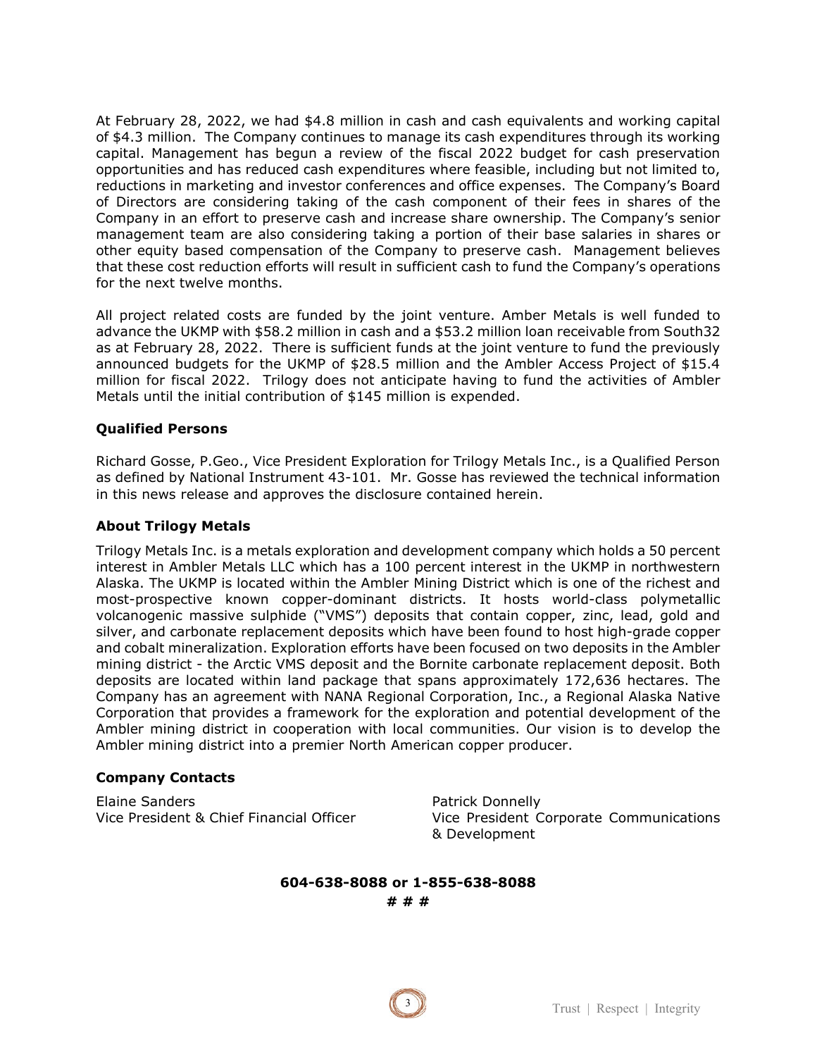At February 28, 2022, we had $4.8 million in cash and cash equivalents and working capital of $4.3 million. The Company continues to manage its cash expenditures through its working capital. Management has begun a review of the fiscal 2022 budget for cash preservation opportunities and has reduced cash expenditures where feasible, including but not limited to, reductions in marketing and investor conferences and office expenses. The Company's Board of Directors are considering taking of the cash component of their fees in shares of the Company in an effort to preserve cash and increase share ownership. The Company's senior management team are also considering taking a portion of their base salaries in shares or other equity based compensation of the Company to preserve cash. Management believes that these cost reduction efforts will result in sufficient cash to fund the Company's operations for the next twelve months.

All project related costs are funded by the joint venture. Amber Metals is well funded to advance the UKMP with $58.2 million in cash and a $53.2 million loan receivable from South32 as at February 28, 2022. There is sufficient funds at the joint venture to fund the previously announced budgets for the UKMP of $28.5 million and the Ambler Access Project of $15.4 million for fiscal 2022. Trilogy does not anticipate having to fund the activities of Ambler Metals until the initial contribution of $145 million is expended.

### Qualified Persons

Richard Gosse, P.Geo., Vice President Exploration for Trilogy Metals Inc., is a Qualified Person as defined by National Instrument 43-101. Mr. Gosse has reviewed the technical information in this news release and approves the disclosure contained herein.

### About Trilogy Metals

Trilogy Metals Inc. is a metals exploration and development company which holds a 50 percent interest in Ambler Metals LLC which has a 100 percent interest in the UKMP in northwestern Alaska. The UKMP is located within the Ambler Mining District which is one of the richest and most-prospective known copper-dominant districts. It hosts world-class polymetallic volcanogenic massive sulphide ("VMS") deposits that contain copper, zinc, lead, gold and silver, and carbonate replacement deposits which have been found to host high-grade copper and cobalt mineralization. Exploration efforts have been focused on two deposits in the Ambler mining district - the Arctic VMS deposit and the Bornite carbonate replacement deposit. Both deposits are located within land package that spans approximately 172,636 hectares. The Company has an agreement with NANA Regional Corporation, Inc., a Regional Alaska Native Corporation that provides a framework for the exploration and potential development of the Ambler mining district in cooperation with local communities. Our vision is to develop the Ambler mining district into a premier North American copper producer.

### Company Contacts

Elaine Sanders
Vice President & Chief Financial Officer

Patrick Donnelly
Vice President Corporate Communications & Development

**604-638-8088 or 1-855-638-8088**

**# # #**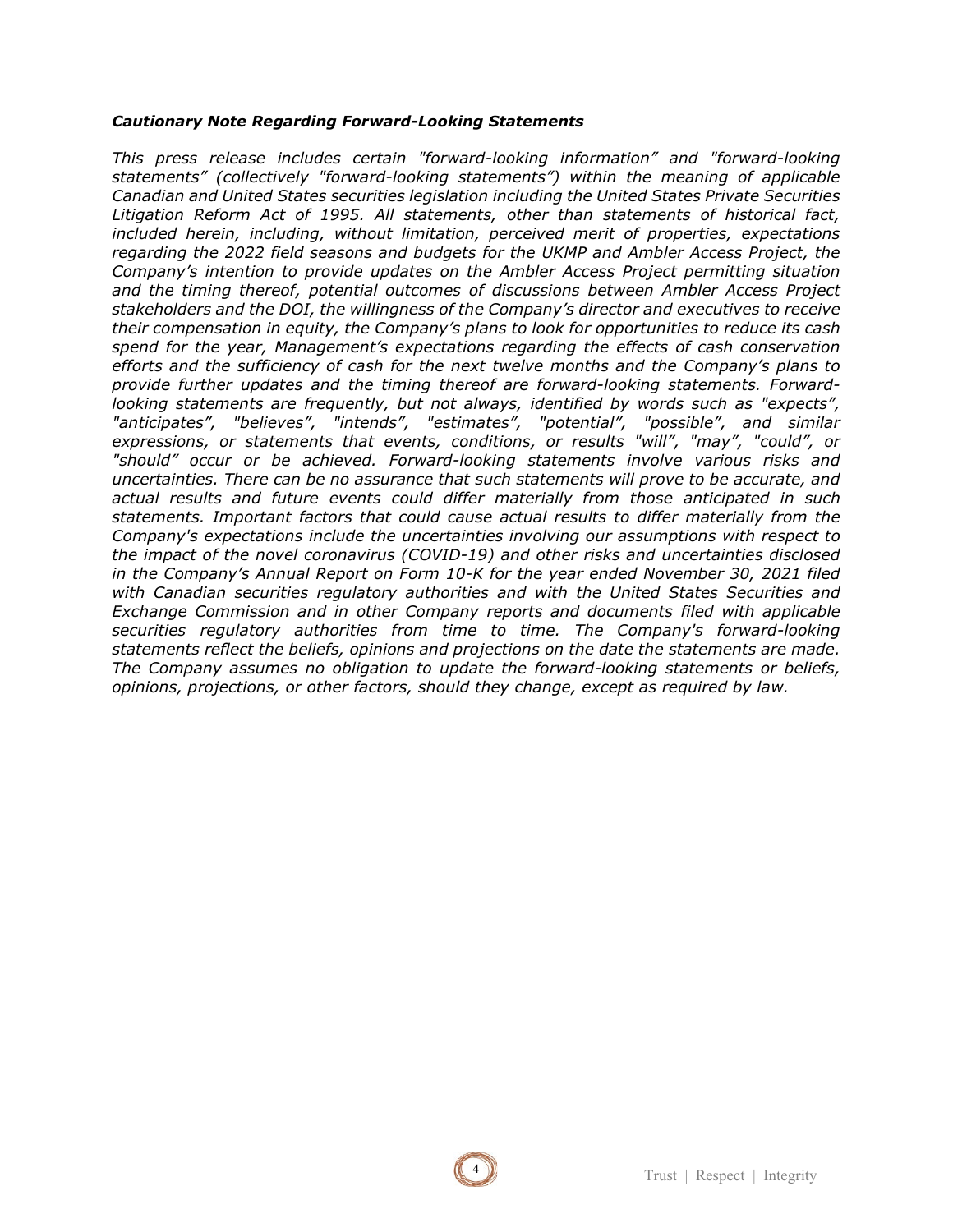***Cautionary Note Regarding Forward-Looking Statements***

*This press release includes certain "forward-looking information" and "forward-looking statements" (collectively "forward-looking statements") within the meaning of applicable Canadian and United States securities legislation including the United States Private Securities Litigation Reform Act of 1995. All statements, other than statements of historical fact, included herein, including, without limitation, perceived merit of properties, expectations regarding the 2022 field seasons and budgets for the UKMP and Ambler Access Project, the Company's intention to provide updates on the Ambler Access Project permitting situation and the timing thereof, potential outcomes of discussions between Ambler Access Project stakeholders and the DOI, the willingness of the Company's director and executives to receive their compensation in equity, the Company's plans to look for opportunities to reduce its cash spend for the year, Management's expectations regarding the effects of cash conservation efforts and the sufficiency of cash for the next twelve months and the Company's plans to provide further updates and the timing thereof are forward-looking statements. Forward-looking statements are frequently, but not always, identified by words such as "expects", "anticipates", "believes", "intends", "estimates", "potential", "possible", and similar expressions, or statements that events, conditions, or results "will", "may", "could", or "should" occur or be achieved. Forward-looking statements involve various risks and uncertainties. There can be no assurance that such statements will prove to be accurate, and actual results and future events could differ materially from those anticipated in such statements. Important factors that could cause actual results to differ materially from the Company's expectations include the uncertainties involving our assumptions with respect to the impact of the novel coronavirus (COVID-19) and other risks and uncertainties disclosed in the Company's Annual Report on Form 10-K for the year ended November 30, 2021 filed with Canadian securities regulatory authorities and with the United States Securities and Exchange Commission and in other Company reports and documents filed with applicable securities regulatory authorities from time to time. The Company's forward-looking statements reflect the beliefs, opinions and projections on the date the statements are made. The Company assumes no obligation to update the forward-looking statements or beliefs, opinions, projections, or other factors, should they change, except as required by law.*